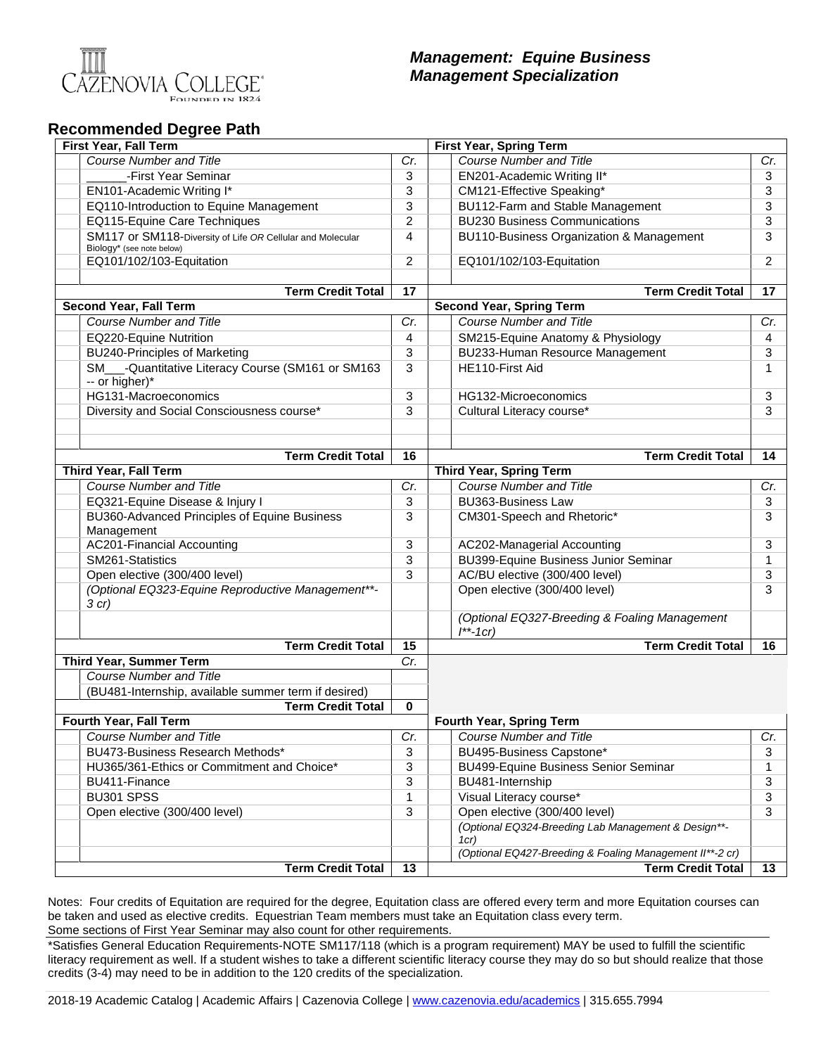Cazenovia College
Founded in 1824

# Management: Equine Business Management Specialization

## Recommended Degree Path

| First Year, Fall Term | | First Year, Spring Term | |
|---|---|---|---|
| *Course Number and Title* | *Cr.* | *Course Number and Title* | *Cr.* |
| ______-First Year Seminar | 3 | EN201-Academic Writing II* | 3 |
| EN101-Academic Writing I* | 3 | CM121-Effective Speaking* | 3 |
| EQ110-Introduction to Equine Management | 3 | BU112-Farm and Stable Management | 3 |
| EQ115-Equine Care Techniques | 2 | BU230 Business Communications | 3 |
| SM117 or SM118-Diversity of Life *OR* Cellular and Molecular Biology* (see note below) | 4 | BU110-Business Organization & Management | 3 |
| EQ101/102/103-Equitation | 2 | EQ101/102/103-Equitation | 2 |
| **Term Credit Total** | **17** | **Term Credit Total** | **17** |

| Second Year, Fall Term | | Second Year, Spring Term | |
|---|---|---|---|
| *Course Number and Title* | *Cr.* | *Course Number and Title* | *Cr.* |
| EQ220-Equine Nutrition | 4 | SM215-Equine Anatomy & Physiology | 4 |
| BU240-Principles of Marketing | 3 | BU233-Human Resource Management | 3 |
| SM___-Quantitative Literacy Course (SM161 or SM163 -- or higher)* | 3 | HE110-First Aid | 1 |
| HG131-Macroeconomics | 3 | HG132-Microeconomics | 3 |
| Diversity and Social Consciousness course* | 3 | Cultural Literacy course* | 3 |
| **Term Credit Total** | **16** | **Term Credit Total** | **14** |

| Third Year, Fall Term | | Third Year, Spring Term | |
|---|---|---|---|
| *Course Number and Title* | *Cr.* | *Course Number and Title* | *Cr.* |
| EQ321-Equine Disease & Injury I | 3 | BU363-Business Law | 3 |
| BU360-Advanced Principles of Equine Business Management | 3 | CM301-Speech and Rhetoric* | 3 |
| AC201-Financial Accounting | 3 | AC202-Managerial Accounting | 3 |
| SM261-Statistics | 3 | BU399-Equine Business Junior Seminar | 1 |
| Open elective (300/400 level) | 3 | AC/BU elective (300/400 level) | 3 |
| *(Optional EQ323-Equine Reproductive Management**-3 cr)* | | Open elective (300/400 level) | 3 |
| | | *(Optional EQ327-Breeding & Foaling Management I**-1cr)* | |
| **Term Credit Total** | **15** | **Term Credit Total** | **16** |

| Third Year, Summer Term | Cr. |
|---|---|
| *Course Number and Title* | |
| (BU481-Internship, available summer term if desired) | |
| **Term Credit Total** | **0** |

| Fourth Year, Fall Term | | Fourth Year, Spring Term | |
|---|---|---|---|
| *Course Number and Title* | *Cr.* | *Course Number and Title* | *Cr.* |
| BU473-Business Research Methods* | 3 | BU495-Business Capstone* | 3 |
| HU365/361-Ethics or Commitment and Choice* | 3 | BU499-Equine Business Senior Seminar | 1 |
| BU411-Finance | 3 | BU481-Internship | 3 |
| BU301 SPSS | 1 | Visual Literacy course* | 3 |
| Open elective (300/400 level) | 3 | Open elective (300/400 level) | 3 |
| | | *(Optional EQ324-Breeding Lab Management & Design**-1cr)* | |
| | | *(Optional EQ427-Breeding & Foaling Management II**-2 cr)* | |
| **Term Credit Total** | **13** | **Term Credit Total** | **13** |

Notes: Four credits of Equitation are required for the degree, Equitation class are offered every term and more Equitation courses can be taken and used as elective credits. Equestrian Team members must take an Equitation class every term.
Some sections of First Year Seminar may also count for other requirements.

*Satisfies General Education Requirements-NOTE SM117/118 (which is a program requirement) MAY be used to fulfill the scientific literacy requirement as well. If a student wishes to take a different scientific literacy course they may do so but should realize that those credits (3-4) may need to be in addition to the 120 credits of the specialization.

2018-19 Academic Catalog | Academic Affairs | Cazenovia College | www.cazenovia.edu/academics | 315.655.7994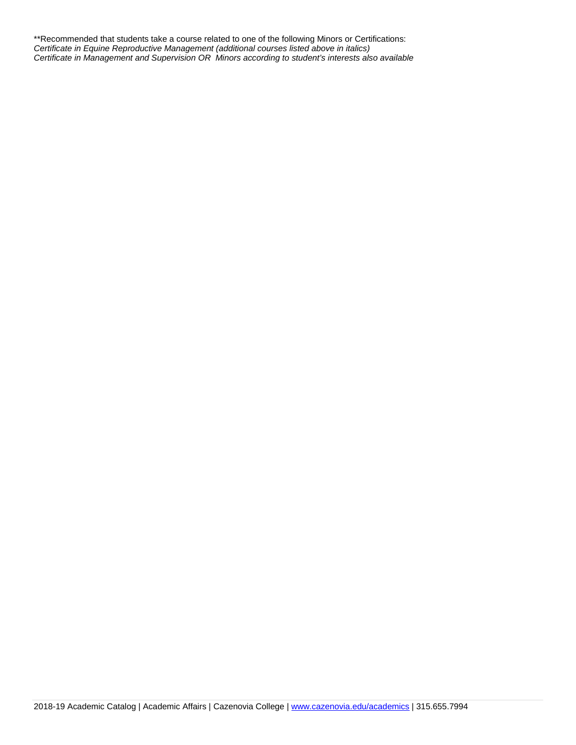**Recommended that students take a course related to one of the following Minors or Certifications:
*Certificate in Equine Reproductive Management (additional courses listed above in italics)*
*Certificate in Management and Supervision OR Minors according to student's interests also available*